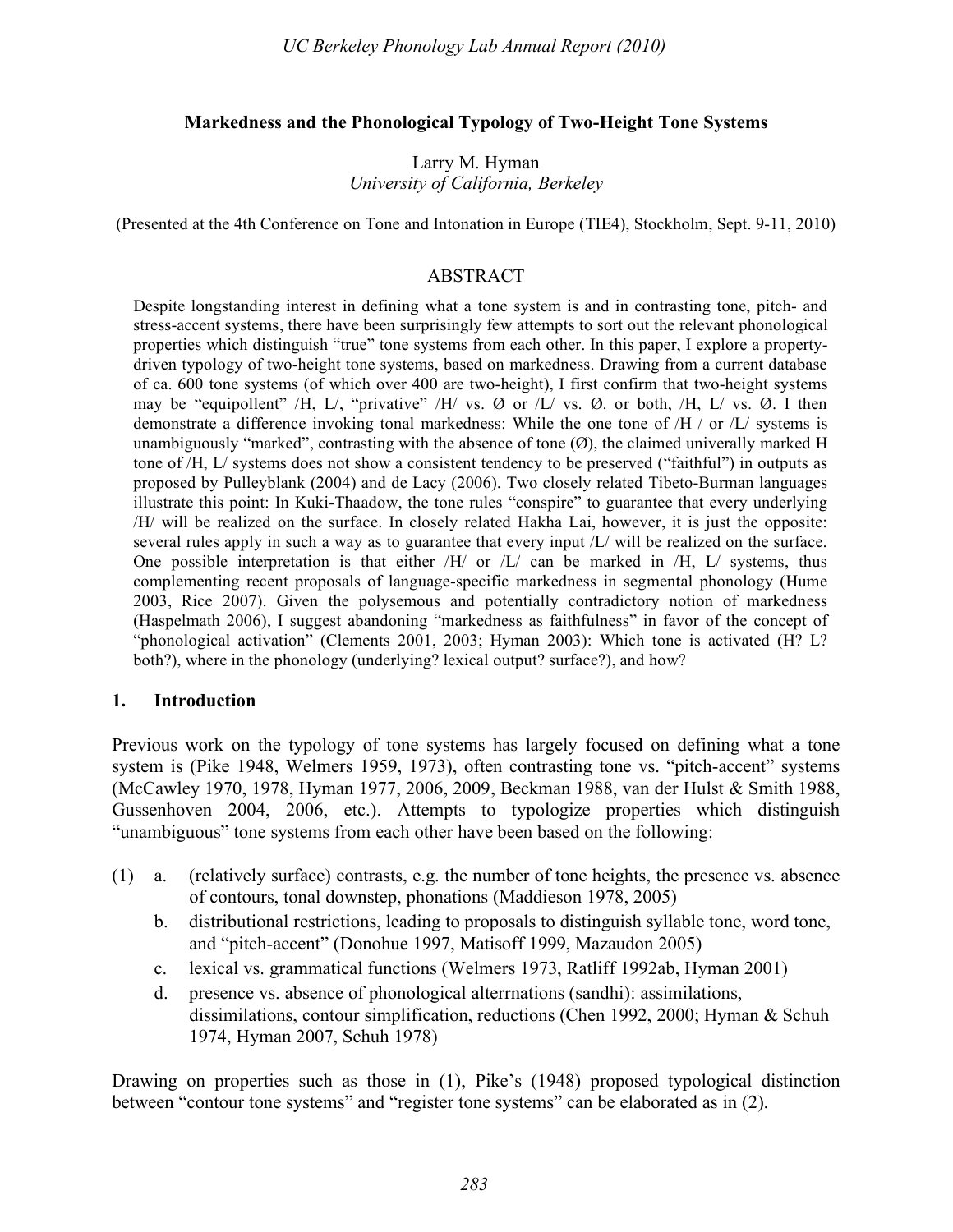## Markedness and the Phonological Typology of Two-Height Tone Systems

Larry M. Hyman
*University of California, Berkeley*

(Presented at the 4th Conference on Tone and Intonation in Europe (TIE4), Stockholm, Sept. 9-11, 2010)

### ABSTRACT

Despite longstanding interest in defining what a tone system is and in contrasting tone, pitch- and stress-accent systems, there have been surprisingly few attempts to sort out the relevant phonological properties which distinguish "true" tone systems from each other. In this paper, I explore a property-driven typology of two-height tone systems, based on markedness. Drawing from a current database of ca. 600 tone systems (of which over 400 are two-height), I first confirm that two-height systems may be "equipollent" /H, L/, "privative" /H/ vs. Ø or /L/ vs. Ø. or both, /H, L/ vs. Ø. I then demonstrate a difference invoking tonal markedness: While the one tone of /H / or /L/ systems is unambiguously "marked", contrasting with the absence of tone (Ø), the claimed univerally marked H tone of /H, L/ systems does not show a consistent tendency to be preserved ("faithful") in outputs as proposed by Pulleyblank (2004) and de Lacy (2006). Two closely related Tibeto-Burman languages illustrate this point: In Kuki-Thaadow, the tone rules "conspire" to guarantee that every underlying /H/ will be realized on the surface. In closely related Hakha Lai, however, it is just the opposite: several rules apply in such a way as to guarantee that every input /L/ will be realized on the surface. One possible interpretation is that either /H/ or /L/ can be marked in /H, L/ systems, thus complementing recent proposals of language-specific markedness in segmental phonology (Hume 2003, Rice 2007). Given the polysemous and potentially contradictory notion of markedness (Haspelmath 2006), I suggest abandoning "markedness as faithfulness" in favor of the concept of "phonological activation" (Clements 2001, 2003; Hyman 2003): Which tone is activated (H? L? both?), where in the phonology (underlying? lexical output? surface?), and how?

### 1. Introduction

Previous work on the typology of tone systems has largely focused on defining what a tone system is (Pike 1948, Welmers 1959, 1973), often contrasting tone vs. "pitch-accent" systems (McCawley 1970, 1978, Hyman 1977, 2006, 2009, Beckman 1988, van der Hulst & Smith 1988, Gussenhoven 2004, 2006, etc.). Attempts to typologize properties which distinguish "unambiguous" tone systems from each other have been based on the following:

(1)
- a. (relatively surface) contrasts, e.g. the number of tone heights, the presence vs. absence of contours, tonal downstep, phonations (Maddieson 1978, 2005)
- b. distributional restrictions, leading to proposals to distinguish syllable tone, word tone, and "pitch-accent" (Donohue 1997, Matisoff 1999, Mazaudon 2005)
- c. lexical vs. grammatical functions (Welmers 1973, Ratliff 1992ab, Hyman 2001)
- d. presence vs. absence of phonological alterrnations (sandhi): assimilations, dissimilations, contour simplification, reductions (Chen 1992, 2000; Hyman & Schuh 1974, Hyman 2007, Schuh 1978)

Drawing on properties such as those in (1), Pike's (1948) proposed typological distinction between "contour tone systems" and "register tone systems" can be elaborated as in (2).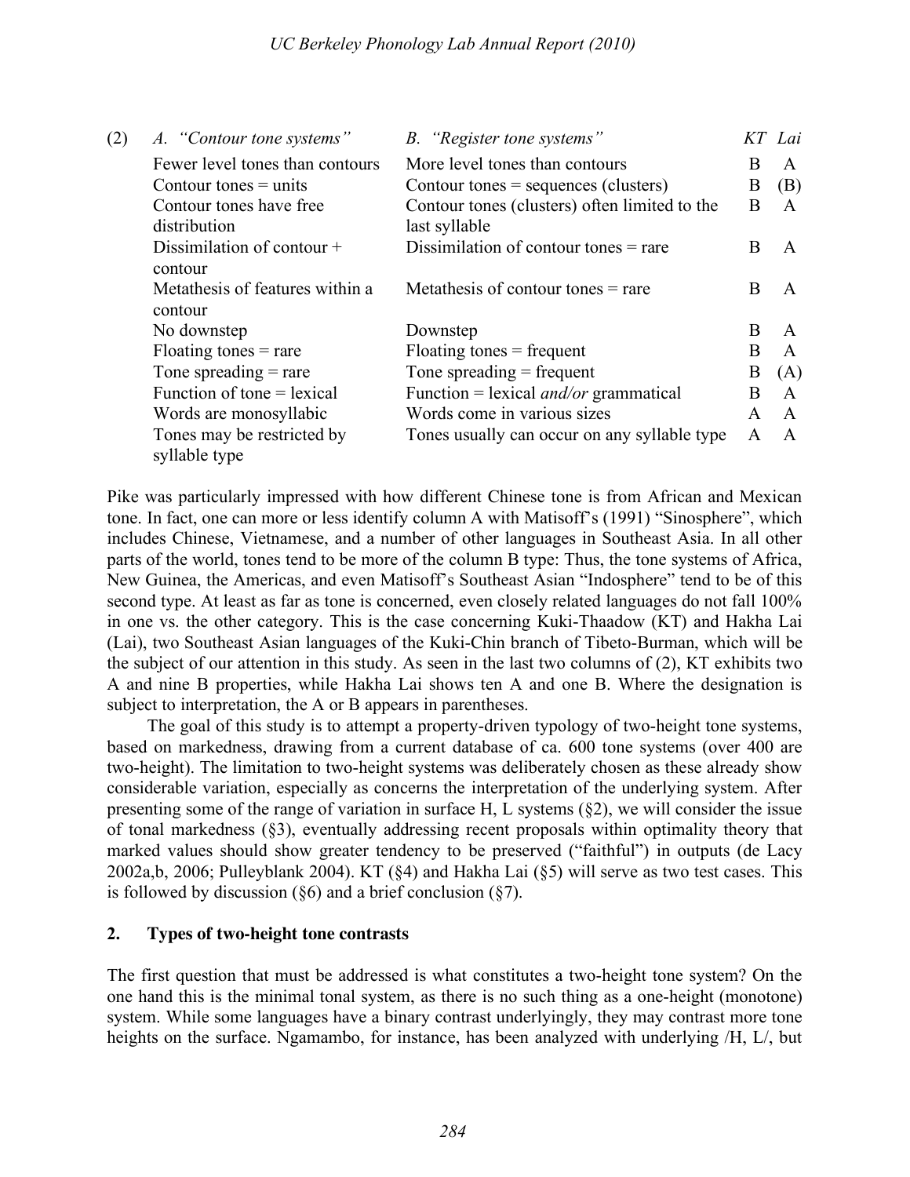(2)

| A. *"Contour tone systems"* | B. *"Register tone systems"* | *KT* | *Lai* |
|---|---|---|---|
| Fewer level tones than contours | More level tones than contours | B | A |
| Contour tones = units | Contour tones = sequences (clusters) | B | (B) |
| Contour tones have free distribution | Contour tones (clusters) often limited to the last syllable | B | A |
| Dissimilation of contour + contour | Dissimilation of contour tones = rare | B | A |
| Metathesis of features within a contour | Metathesis of contour tones = rare | B | A |
| No downstep | Downstep | B | A |
| Floating tones = rare | Floating tones = frequent | B | A |
| Tone spreading = rare | Tone spreading = frequent | B | (A) |
| Function of tone = lexical | Function = lexical *and/or* grammatical | B | A |
| Words are monosyllabic | Words come in various sizes | A | A |
| Tones may be restricted by syllable type | Tones usually can occur on any syllable type | A | A |

Pike was particularly impressed with how different Chinese tone is from African and Mexican tone. In fact, one can more or less identify column A with Matisoff's (1991) "Sinosphere", which includes Chinese, Vietnamese, and a number of other languages in Southeast Asia. In all other parts of the world, tones tend to be more of the column B type: Thus, the tone systems of Africa, New Guinea, the Americas, and even Matisoff's Southeast Asian "Indosphere" tend to be of this second type. At least as far as tone is concerned, even closely related languages do not fall 100% in one vs. the other category. This is the case concerning Kuki-Thaadow (KT) and Hakha Lai (Lai), two Southeast Asian languages of the Kuki-Chin branch of Tibeto-Burman, which will be the subject of our attention in this study. As seen in the last two columns of (2), KT exhibits two A and nine B properties, while Hakha Lai shows ten A and one B. Where the designation is subject to interpretation, the A or B appears in parentheses.

The goal of this study is to attempt a property-driven typology of two-height tone systems, based on markedness, drawing from a current database of ca. 600 tone systems (over 400 are two-height). The limitation to two-height systems was deliberately chosen as these already show considerable variation, especially as concerns the interpretation of the underlying system. After presenting some of the range of variation in surface H, L systems (§2), we will consider the issue of tonal markedness (§3), eventually addressing recent proposals within optimality theory that marked values should show greater tendency to be preserved ("faithful") in outputs (de Lacy 2002a,b, 2006; Pulleyblank 2004). KT (§4) and Hakha Lai (§5) will serve as two test cases. This is followed by discussion (§6) and a brief conclusion (§7).

## 2. Types of two-height tone contrasts

The first question that must be addressed is what constitutes a two-height tone system? On the one hand this is the minimal tonal system, as there is no such thing as a one-height (monotone) system. While some languages have a binary contrast underlyingly, they may contrast more tone heights on the surface. Ngamambo, for instance, has been analyzed with underlying /H, L/, but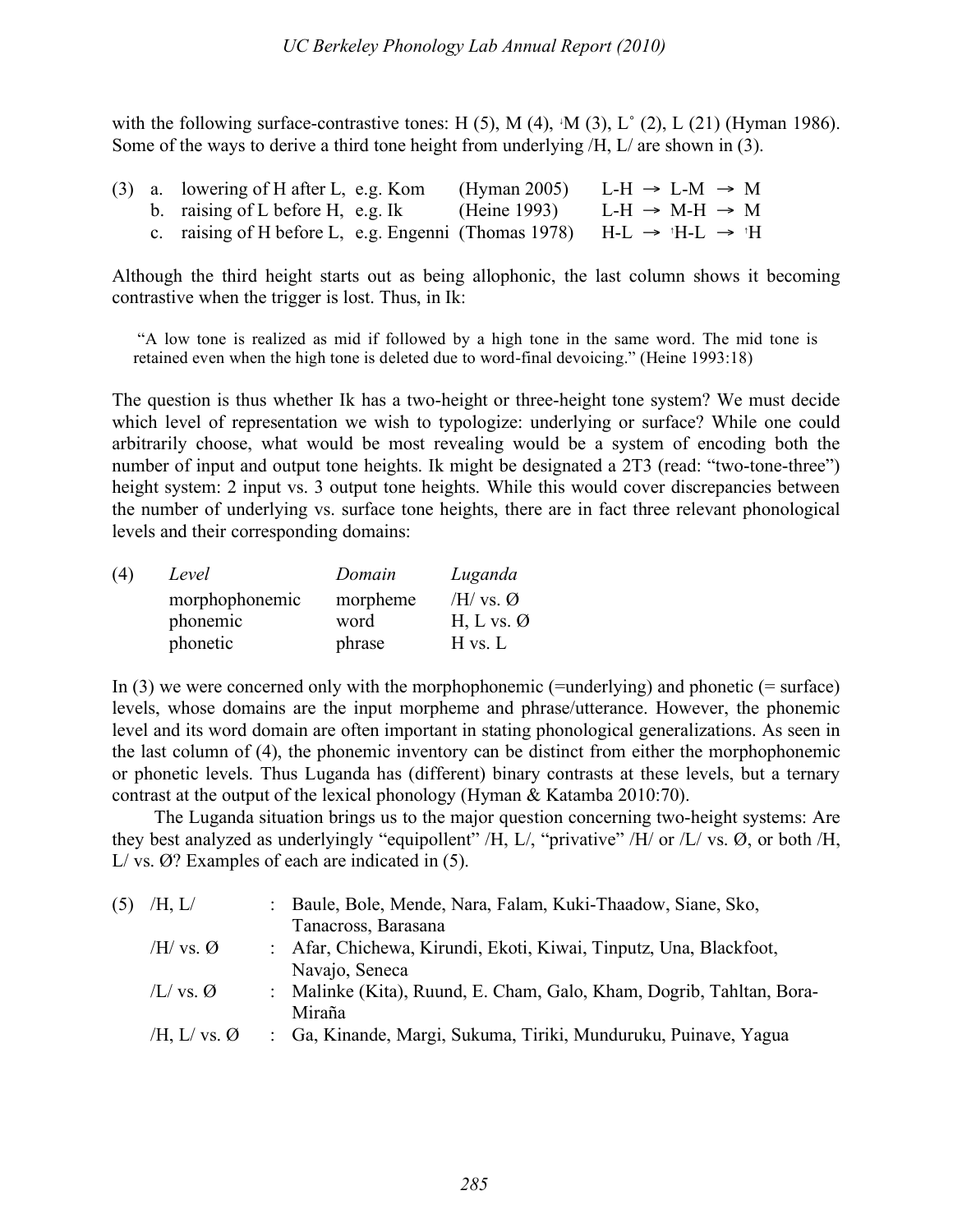with the following surface-contrastive tones: H (5), M (4), ꜜM (3), L˚ (2), L (21) (Hyman 1986). Some of the ways to derive a third tone height from underlying /H, L/ are shown in (3).

(3) a. lowering of H after L, e.g. Kom (Hyman 2005) L-H → L-M → M
 b. raising of L before H, e.g. Ik (Heine 1993) L-H → M-H → M
 c. raising of H before L, e.g. Engenni (Thomas 1978) H-L → ꜛH-L → ꜛH

Although the third height starts out as being allophonic, the last column shows it becoming contrastive when the trigger is lost. Thus, in Ik:

> "A low tone is realized as mid if followed by a high tone in the same word. The mid tone is retained even when the high tone is deleted due to word-final devoicing." (Heine 1993:18)

The question is thus whether Ik has a two-height or three-height tone system? We must decide which level of representation we wish to typologize: underlying or surface? While one could arbitrarily choose, what would be most revealing would be a system of encoding both the number of input and output tone heights. Ik might be designated a 2T3 (read: "two-tone-three") height system: 2 input vs. 3 output tone heights. While this would cover discrepancies between the number of underlying vs. surface tone heights, there are in fact three relevant phonological levels and their corresponding domains:

(4)

| *Level* | *Domain* | *Luganda* |
|---|---|---|
| morphophonemic | morpheme | /H/ vs. Ø |
| phonemic | word | H, L vs. Ø |
| phonetic | phrase | H vs. L |

In (3) we were concerned only with the morphophonemic (=underlying) and phonetic (= surface) levels, whose domains are the input morpheme and phrase/utterance. However, the phonemic level and its word domain are often important in stating phonological generalizations. As seen in the last column of (4), the phonemic inventory can be distinct from either the morphophonemic or phonetic levels. Thus Luganda has (different) binary contrasts at these levels, but a ternary contrast at the output of the lexical phonology (Hyman & Katamba 2010:70).

The Luganda situation brings us to the major question concerning two-height systems: Are they best analyzed as underlyingly "equipollent" /H, L/, "privative" /H/ or /L/ vs. Ø, or both /H, L/ vs. Ø? Examples of each are indicated in (5).

(5)

| | | |
|---|---|---|
| /H, L/ | : | Baule, Bole, Mende, Nara, Falam, Kuki-Thaadow, Siane, Sko, Tanacross, Barasana |
| /H/ vs. Ø | : | Afar, Chichewa, Kirundi, Ekoti, Kiwai, Tinputz, Una, Blackfoot, Navajo, Seneca |
| /L/ vs. Ø | : | Malinke (Kita), Ruund, E. Cham, Galo, Kham, Dogrib, Tahltan, Bora-Miraña |
| /H, L/ vs. Ø | : | Ga, Kinande, Margi, Sukuma, Tiriki, Munduruku, Puinave, Yagua |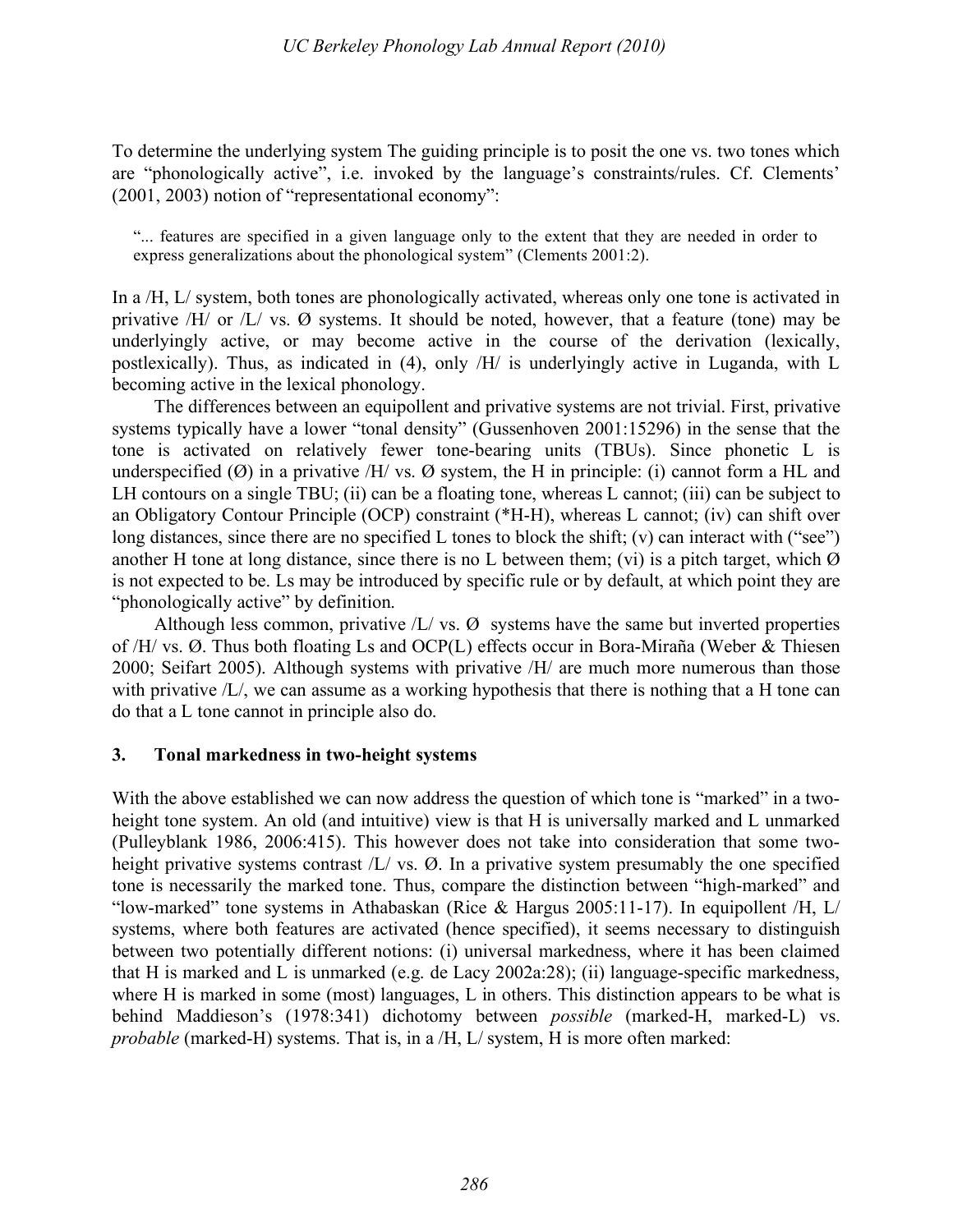To determine the underlying system The guiding principle is to posit the one vs. two tones which are "phonologically active", i.e. invoked by the language's constraints/rules. Cf. Clements' (2001, 2003) notion of "representational economy":

> "... features are specified in a given language only to the extent that they are needed in order to express generalizations about the phonological system" (Clements 2001:2).

In a /H, L/ system, both tones are phonologically activated, whereas only one tone is activated in privative /H/ or /L/ vs. Ø systems. It should be noted, however, that a feature (tone) may be underlyingly active, or may become active in the course of the derivation (lexically, postlexically). Thus, as indicated in (4), only /H/ is underlyingly active in Luganda, with L becoming active in the lexical phonology.

The differences between an equipollent and privative systems are not trivial. First, privative systems typically have a lower "tonal density" (Gussenhoven 2001:15296) in the sense that the tone is activated on relatively fewer tone-bearing units (TBUs). Since phonetic L is underspecified (Ø) in a privative /H/ vs. Ø system, the H in principle: (i) cannot form a HL and LH contours on a single TBU; (ii) can be a floating tone, whereas L cannot; (iii) can be subject to an Obligatory Contour Principle (OCP) constraint (*H-H), whereas L cannot; (iv) can shift over long distances, since there are no specified L tones to block the shift; (v) can interact with ("see") another H tone at long distance, since there is no L between them; (vi) is a pitch target, which Ø is not expected to be. Ls may be introduced by specific rule or by default, at which point they are "phonologically active" by definition.

Although less common, privative /L/ vs. Ø systems have the same but inverted properties of /H/ vs. Ø. Thus both floating Ls and OCP(L) effects occur in Bora-Miraña (Weber & Thiesen 2000; Seifart 2005). Although systems with privative /H/ are much more numerous than those with privative /L/, we can assume as a working hypothesis that there is nothing that a H tone can do that a L tone cannot in principle also do.

## 3. Tonal markedness in two-height systems

With the above established we can now address the question of which tone is "marked" in a two-height tone system. An old (and intuitive) view is that H is universally marked and L unmarked (Pulleyblank 1986, 2006:415). This however does not take into consideration that some two-height privative systems contrast /L/ vs. Ø. In a privative system presumably the one specified tone is necessarily the marked tone. Thus, compare the distinction between "high-marked" and "low-marked" tone systems in Athabaskan (Rice & Hargus 2005:11-17). In equipollent /H, L/ systems, where both features are activated (hence specified), it seems necessary to distinguish between two potentially different notions: (i) universal markedness, where it has been claimed that H is marked and L is unmarked (e.g. de Lacy 2002a:28); (ii) language-specific markedness, where H is marked in some (most) languages, L in others. This distinction appears to be what is behind Maddieson's (1978:341) dichotomy between *possible* (marked-H, marked-L) vs. *probable* (marked-H) systems. That is, in a /H, L/ system, H is more often marked: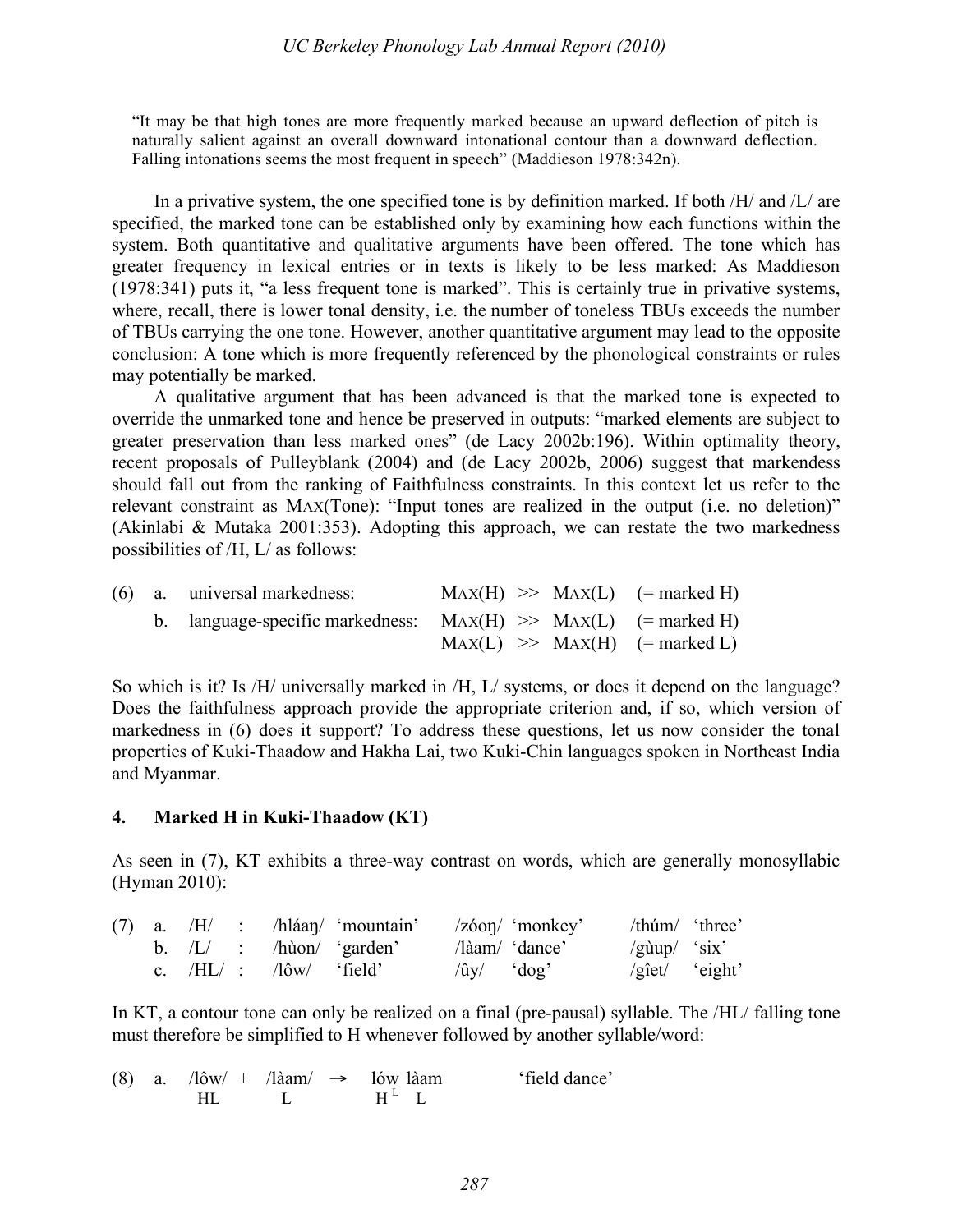"It may be that high tones are more frequently marked because an upward deflection of pitch is naturally salient against an overall downward intonational contour than a downward deflection. Falling intonations seems the most frequent in speech" (Maddieson 1978:342n).

In a privative system, the one specified tone is by definition marked. If both /H/ and /L/ are specified, the marked tone can be established only by examining how each functions within the system. Both quantitative and qualitative arguments have been offered. The tone which has greater frequency in lexical entries or in texts is likely to be less marked: As Maddieson (1978:341) puts it, "a less frequent tone is marked". This is certainly true in privative systems, where, recall, there is lower tonal density, i.e. the number of toneless TBUs exceeds the number of TBUs carrying the one tone. However, another quantitative argument may lead to the opposite conclusion: A tone which is more frequently referenced by the phonological constraints or rules may potentially be marked.

A qualitative argument that has been advanced is that the marked tone is expected to override the unmarked tone and hence be preserved in outputs: "marked elements are subject to greater preservation than less marked ones" (de Lacy 2002b:196). Within optimality theory, recent proposals of Pulleyblank (2004) and (de Lacy 2002b, 2006) suggest that markendess should fall out from the ranking of Faithfulness constraints. In this context let us refer to the relevant constraint as MAX(Tone): "Input tones are realized in the output (i.e. no deletion)" (Akinlabi & Mutaka 2001:353). Adopting this approach, we can restate the two markedness possibilities of /H, L/ as follows:

| (6) | a. | universal markedness: | MAX(H) >> MAX(L) | (= marked H) |
|---|---|---|---|---|
| | b. | language-specific markedness: | MAX(H) >> MAX(L) | (= marked H) |
| | | | MAX(L) >> MAX(H) | (= marked L) |

So which is it? Is /H/ universally marked in /H, L/ systems, or does it depend on the language? Does the faithfulness approach provide the appropriate criterion and, if so, which version of markedness in (6) does it support? To address these questions, let us now consider the tonal properties of Kuki-Thaadow and Hakha Lai, two Kuki-Chin languages spoken in Northeast India and Myanmar.

## 4. Marked H in Kuki-Thaadow (KT)

As seen in (7), KT exhibits a three-way contrast on words, which are generally monosyllabic (Hyman 2010):

| (7) | a. | /H/ : | /hláaŋ/ | 'mountain' | /zóoŋ/ | 'monkey' | /thúm/ | 'three' |
|---|---|---|---|---|---|---|---|---|
| | b. | /L/ : | /hùon/ | 'garden' | /làam/ | 'dance' | /gùup/ | 'six' |
| | c. | /HL/ : | /lôw/ | 'field' | /ûy/ | 'dog' | /gîet/ | 'eight' |

In KT, a contour tone can only be realized on a final (pre-pausal) syllable. The /HL/ falling tone must therefore be simplified to H whenever followed by another syllable/word:

(8) a. /lôw/ + /làam/ → lów làam 'field dance'
HL L H[L] L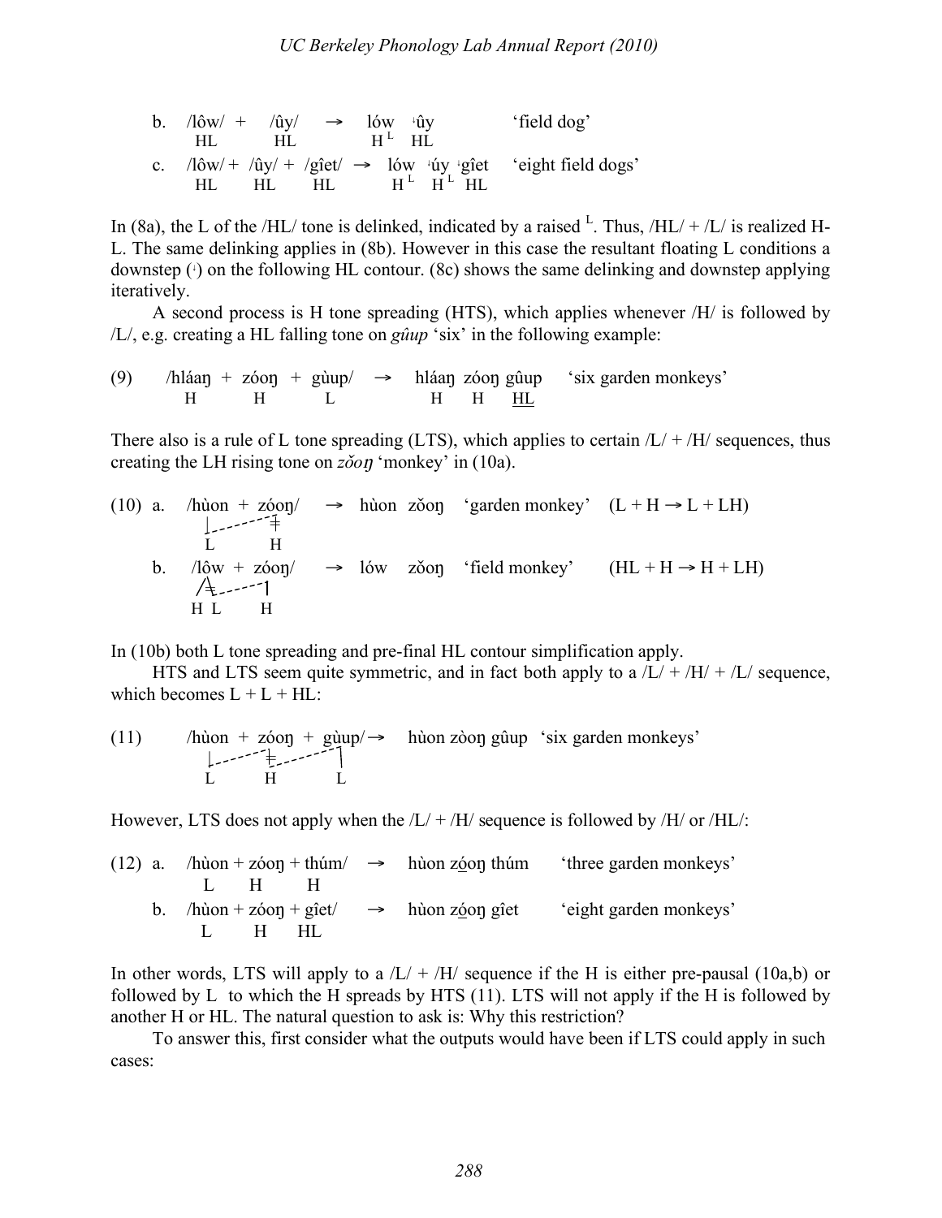b. /lôw/ + /ûy/ → lów ꜜûy 'field dog'
 HL HL H[L] HL

c. /lôw/ + /ûy/ + /gîet/ → lów ꜜúy ꜜgîet 'eight field dogs'
 HL HL HL H[L] H[L] HL

In (8a), the L of the /HL/ tone is delinked, indicated by a raised [L]. Thus, /HL/ + /L/ is realized H-L. The same delinking applies in (8b). However in this case the resultant floating L conditions a downstep (ꜜ) on the following HL contour. (8c) shows the same delinking and downstep applying iteratively.

A second process is H tone spreading (HTS), which applies whenever /H/ is followed by /L/, e.g. creating a HL falling tone on *gûup* 'six' in the following example:

(9) /hláaŋ + zóoŋ + gùup/ → hláaŋ zóoŋ gûup 'six garden monkeys'
 H H L H H HL

There also is a rule of L tone spreading (LTS), which applies to certain /L/ + /H/ sequences, thus creating the LH rising tone on *zǒoŋ* 'monkey' in (10a).

(10) a. /hùon + zóoŋ/ → hùon zǒoŋ 'garden monkey' (L + H → L + LH)
 L H

b. /lôw + zóoŋ/ → lów zǒoŋ 'field monkey' (HL + H → H + LH)
 H L H

In (10b) both L tone spreading and pre-final HL contour simplification apply.

HTS and LTS seem quite symmetric, and in fact both apply to a /L/ + /H/ + /L/ sequence, which becomes L + L + HL:

(11) /hùon + zóoŋ + gùup/ → hùon zòoŋ gûup 'six garden monkeys'
 L H L

However, LTS does not apply when the /L/ + /H/ sequence is followed by /H/ or /HL/:

(12) a. /hùon + zóoŋ + thúm/ → hùon zóoŋ thúm 'three garden monkeys'
 L H H

b. /hùon + zóoŋ + gîet/ → hùon zóoŋ gîet 'eight garden monkeys'
 L H HL

In other words, LTS will apply to a /L/ + /H/ sequence if the H is either pre-pausal (10a,b) or followed by L to which the H spreads by HTS (11). LTS will not apply if the H is followed by another H or HL. The natural question to ask is: Why this restriction?

To answer this, first consider what the outputs would have been if LTS could apply in such cases: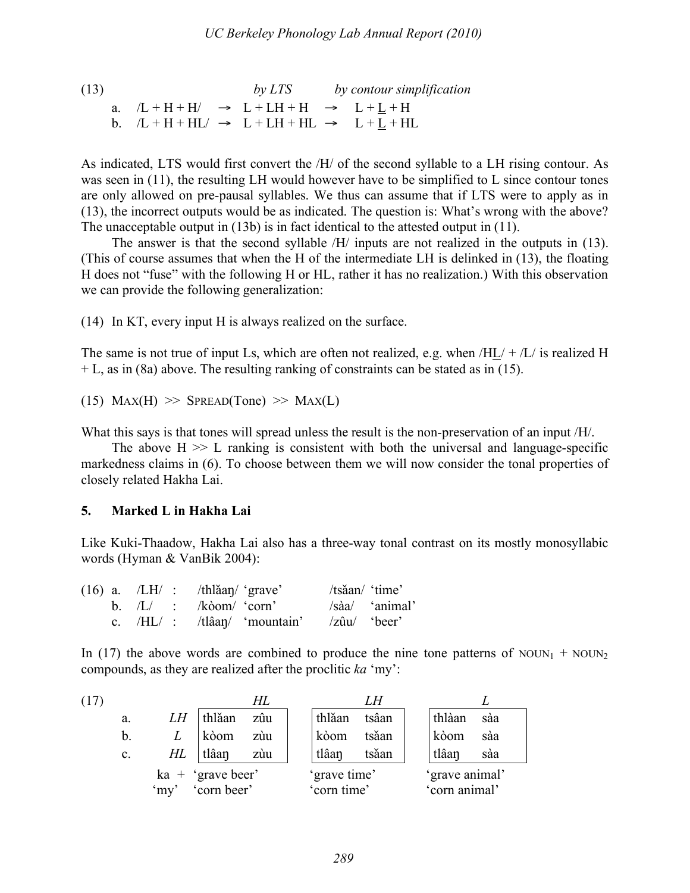(13)

| | | | *by LTS* | | *by contour simplification* |
|---|---|---|---|---|---|
| a. | /L + H + H/ | → | L + LH + H | → | L + <u>L</u> + H |
| b. | /L + H + HL/ | → | L + LH + HL | → | L + <u>L</u> + HL |

As indicated, LTS would first convert the /H/ of the second syllable to a LH rising contour. As was seen in (11), the resulting LH would however have to be simplified to L since contour tones are only allowed on pre-pausal syllables. We thus can assume that if LTS were to apply as in (13), the incorrect outputs would be as indicated. The question is: What's wrong with the above? The unacceptable output in (13b) is in fact identical to the attested output in (11).

The answer is that the second syllable /H/ inputs are not realized in the outputs in (13). (This of course assumes that when the H of the intermediate LH is delinked in (13), the floating H does not "fuse" with the following H or HL, rather it has no realization.) With this observation we can provide the following generalization:

(14) In KT, every input H is always realized on the surface.

The same is not true of input Ls, which are often not realized, e.g. when /H<u>L</u>/ + /L/ is realized H + L, as in (8a) above. The resulting ranking of constraints can be stated as in (15).

(15) MAX(H) >> SPREAD(Tone) >> MAX(L)

What this says is that tones will spread unless the result is the non-preservation of an input /H/.

The above H >> L ranking is consistent with both the universal and language-specific markedness claims in (6). To choose between them we will now consider the tonal properties of closely related Hakha Lai.

## 5. Marked L in Hakha Lai

Like Kuki-Thaadow, Hakha Lai also has a three-way tonal contrast on its mostly monosyllabic words (Hyman & VanBik 2004):

(16)

| | | | | |
|---|---|---|---|---|
| a. | /LH/ : | /thlǎaŋ/ 'grave' | /tsǎan/ | 'time' |
| b. | /L/ : | /kòom/ 'corn' | /sàa/ | 'animal' |
| c. | /HL/ : | /tlâaŋ/ 'mountain' | /zûu/ | 'beer' |

In (17) the above words are combined to produce the nine tone patterns of NOUN$_1$ + NOUN$_2$ compounds, as they are realized after the proclitic *ka* 'my':

(17)

| | | *HL* | *LH* | *L* |
|---|---|---|---|---|
| a. | *LH* | thlǎan zûu | thlǎan tsâan | thlàan sàa |
| b. | *L* | kòom zùu | kòom tsǎan | kòom sàa |
| c. | *HL* | tlâaŋ zùu | tlâaŋ tsǎan | tlâaŋ sàa |
| | ka + 'my' | 'grave beer' 'corn beer' | 'grave time' 'corn time' | 'grave animal' 'corn animal' |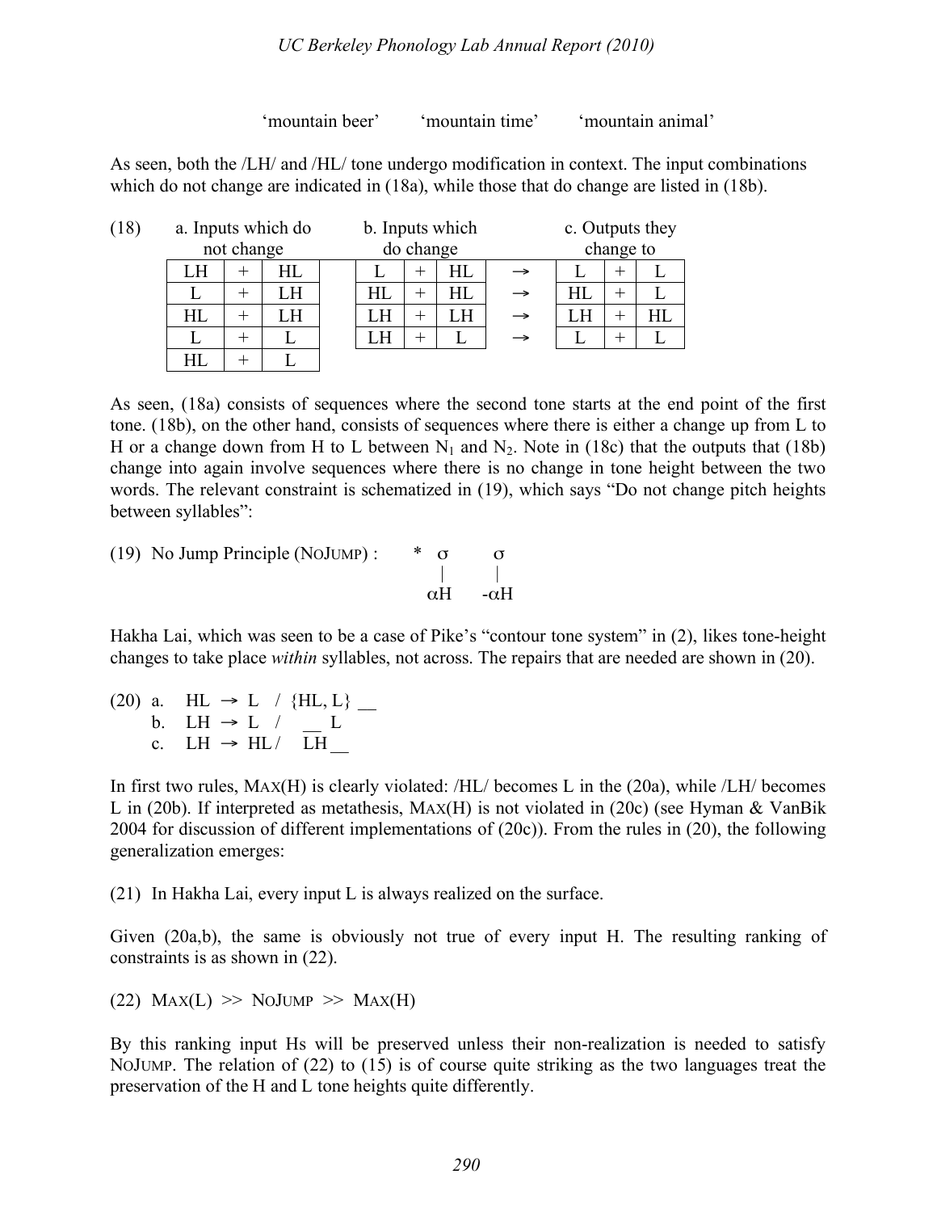'mountain beer'  'mountain time'  'mountain animal'

As seen, both the /LH/ and /HL/ tone undergo modification in context. The input combinations which do not change are indicated in (18a), while those that do change are listed in (18b).

(18)

| a. Inputs which do not change | | | | b. Inputs which do change | | | | c. Outputs they change to | | |
|---|---|---|---|---|---|---|---|---|---|---|
| LH | + | HL | | L | + | HL | → | L | + | L |
| L | + | LH | | HL | + | HL | → | HL | + | L |
| HL | + | LH | | LH | + | LH | → | LH | + | HL |
| L | + | L | | LH | + | L | → | L | + | L |
| HL | + | L | | | | | | | | |

As seen, (18a) consists of sequences where the second tone starts at the end point of the first tone. (18b), on the other hand, consists of sequences where there is either a change up from L to H or a change down from H to L between $N_1$ and $N_2$. Note in (18c) that the outputs that (18b) change into again involve sequences where there is no change in tone height between the two words. The relevant constraint is schematized in (19), which says "Do not change pitch heights between syllables":

(19) No Jump Principle (NOJUMP) :

```
*  σ      σ
   |      |
   αH    -αH
```

Hakha Lai, which was seen to be a case of Pike's "contour tone system" in (2), likes tone-height changes to take place *within* syllables, not across. The repairs that are needed are shown in (20).

(20) a. HL → L / {HL, L} __
     b. LH → L / __ L
     c. LH → HL / $\overline{\text{LH}}$ __

In first two rules, MAX(H) is clearly violated: /HL/ becomes L in the (20a), while /LH/ becomes L in (20b). If interpreted as metathesis, MAX(H) is not violated in (20c) (see Hyman & VanBik 2004 for discussion of different implementations of (20c)). From the rules in (20), the following generalization emerges:

(21) In Hakha Lai, every input L is always realized on the surface.

Given (20a,b), the same is obviously not true of every input H. The resulting ranking of constraints is as shown in (22).

(22) MAX(L) >> NOJUMP >> MAX(H)

By this ranking input Hs will be preserved unless their non-realization is needed to satisfy NOJUMP. The relation of (22) to (15) is of course quite striking as the two languages treat the preservation of the H and L tone heights quite differently.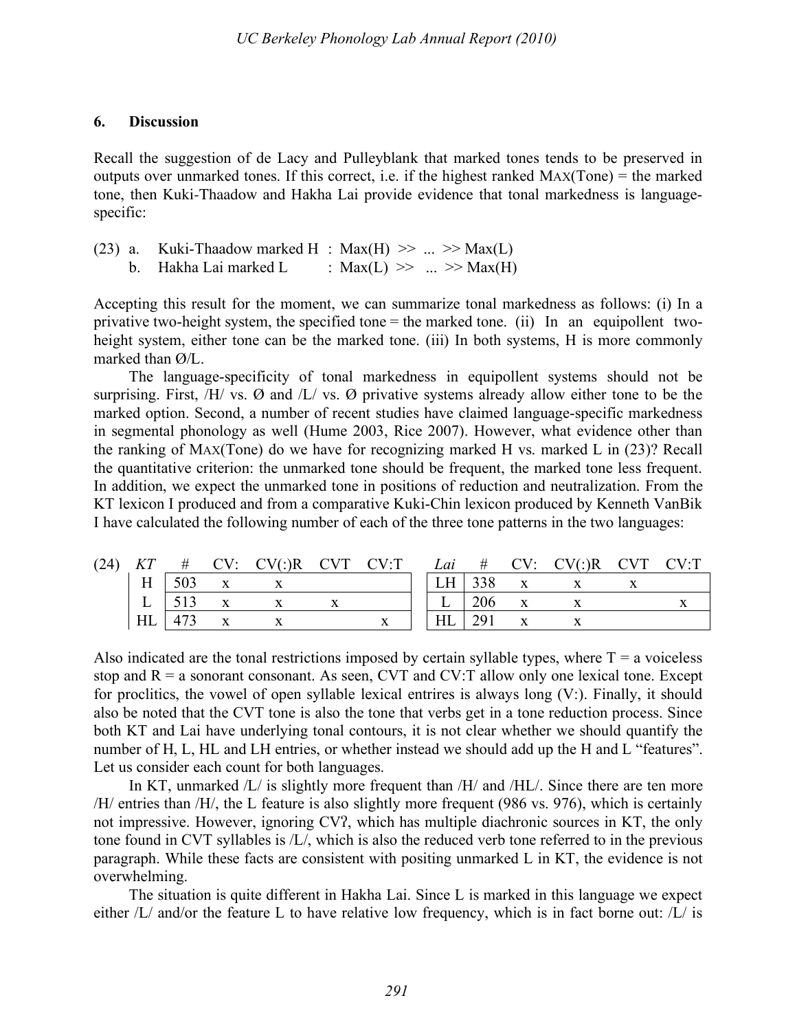## 6. Discussion

Recall the suggestion of de Lacy and Pulleyblank that marked tones tends to be preserved in outputs over unmarked tones. If this correct, i.e. if the highest ranked MAX(Tone) = the marked tone, then Kuki-Thaadow and Hakha Lai provide evidence that tonal markedness is language-specific:

(23) a. Kuki-Thaadow marked H : Max(H) >> ... >> Max(L)
     b. Hakha Lai marked L : Max(L) >> ... >> Max(H)

Accepting this result for the moment, we can summarize tonal markedness as follows: (i) In a privative two-height system, the specified tone = the marked tone. (ii) In an equipollent two-height system, either tone can be the marked tone. (iii) In both systems, H is more commonly marked than Ø/L.

The language-specificity of tonal markedness in equipollent systems should not be surprising. First, /H/ vs. Ø and /L/ vs. Ø privative systems already allow either tone to be the marked option. Second, a number of recent studies have claimed language-specific markedness in segmental phonology as well (Hume 2003, Rice 2007). However, what evidence other than the ranking of MAX(Tone) do we have for recognizing marked H vs. marked L in (23)? Recall the quantitative criterion: the unmarked tone should be frequent, the marked tone less frequent. In addition, we expect the unmarked tone in positions of reduction and neutralization. From the KT lexicon I produced and from a comparative Kuki-Chin lexicon produced by Kenneth VanBik I have calculated the following number of each of the three tone patterns in the two languages:

(24)

| *KT* | # | CV: | CV(:)R | CVT | CV:T |
|---|---|---|---|---|---|
| H | 503 | x | x | | |
| L | 513 | x | x | x | |
| HL | 473 | x | x | | x |

| *Lai* | # | CV: | CV(:)R | CVT | CV:T |
|---|---|---|---|---|---|
| LH | 338 | x | x | x | |
| L | 206 | x | x | | x |
| HL | 291 | x | x | | |

Also indicated are the tonal restrictions imposed by certain syllable types, where T = a voiceless stop and R = a sonorant consonant. As seen, CVT and CV:T allow only one lexical tone. Except for proclitics, the vowel of open syllable lexical entrires is always long (V:). Finally, it should also be noted that the CVT tone is also the tone that verbs get in a tone reduction process. Since both KT and Lai have underlying tonal contours, it is not clear whether we should quantify the number of H, L, HL and LH entries, or whether instead we should add up the H and L "features". Let us consider each count for both languages.

In KT, unmarked /L/ is slightly more frequent than /H/ and /HL/. Since there are ten more /H/ entries than /H/, the L feature is also slightly more frequent (986 vs. 976), which is certainly not impressive. However, ignoring CVʔ, which has multiple diachronic sources in KT, the only tone found in CVT syllables is /L/, which is also the reduced verb tone referred to in the previous paragraph. While these facts are consistent with positing unmarked L in KT, the evidence is not overwhelming.

The situation is quite different in Hakha Lai. Since L is marked in this language we expect either /L/ and/or the feature L to have relative low frequency, which is in fact borne out: /L/ is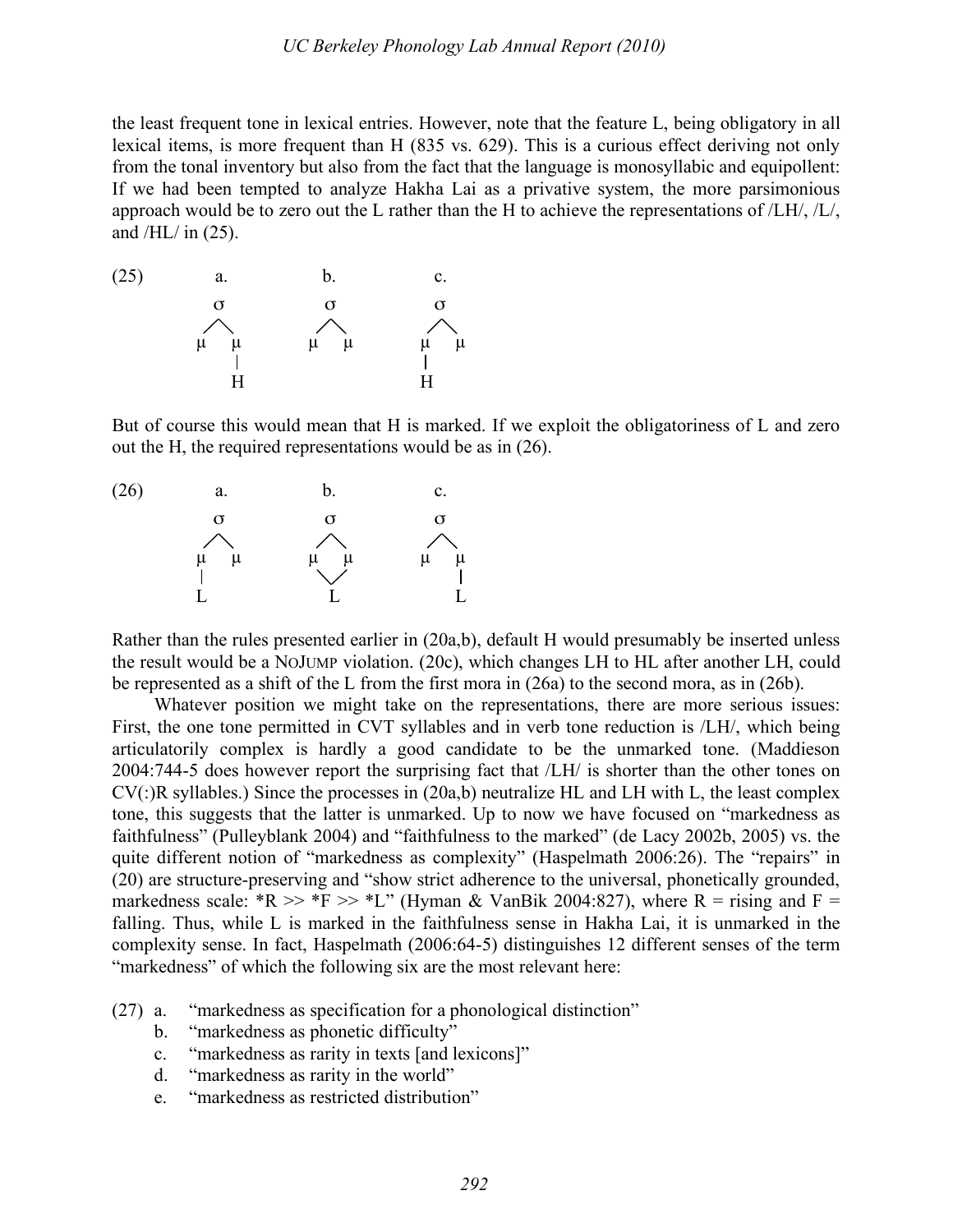the least frequent tone in lexical entries. However, note that the feature L, being obligatory in all lexical items, is more frequent than H (835 vs. 629). This is a curious effect deriving not only from the tonal inventory but also from the fact that the language is monosyllabic and equipollent: If we had been tempted to analyze Hakha Lai as a privative system, the more parsimonious approach would be to zero out the L rather than the H to achieve the representations of /LH/, /L/, and /HL/ in (25).

```
(25)      a.          b.          c.
          σ           σ           σ
         / \         / \         / \
        μ   μ       μ   μ       μ   μ
            |                   |
            H                   H
```

But of course this would mean that H is marked. If we exploit the obligatoriness of L and zero out the H, the required representations would be as in (26).

```
(26)      a.          b.          c.
          σ           σ           σ
         / \         / \         / \
        μ   μ       μ   μ       μ   μ
        |            \ /            |
        L             L             L
```

Rather than the rules presented earlier in (20a,b), default H would presumably be inserted unless the result would be a NoJump violation. (20c), which changes LH to HL after another LH, could be represented as a shift of the L from the first mora in (26a) to the second mora, as in (26b).

Whatever position we might take on the representations, there are more serious issues: First, the one tone permitted in CVT syllables and in verb tone reduction is /LH/, which being articulatorily complex is hardly a good candidate to be the unmarked tone. (Maddieson 2004:744-5 does however report the surprising fact that /LH/ is shorter than the other tones on CV(:)R syllables.) Since the processes in (20a,b) neutralize HL and LH with L, the least complex tone, this suggests that the latter is unmarked. Up to now we have focused on "markedness as faithfulness" (Pulleyblank 2004) and "faithfulness to the marked" (de Lacy 2002b, 2005) vs. the quite different notion of "markedness as complexity" (Haspelmath 2006:26). The "repairs" in (20) are structure-preserving and "show strict adherence to the universal, phonetically grounded, markedness scale: *R >> *F >> *L" (Hyman & VanBik 2004:827), where R = rising and F = falling. Thus, while L is marked in the faithfulness sense in Hakha Lai, it is unmarked in the complexity sense. In fact, Haspelmath (2006:64-5) distinguishes 12 different senses of the term "markedness" of which the following six are the most relevant here:

(27) a. "markedness as specification for a phonological distinction"
  b. "markedness as phonetic difficulty"
  c. "markedness as rarity in texts [and lexicons]"
  d. "markedness as rarity in the world"
  e. "markedness as restricted distribution"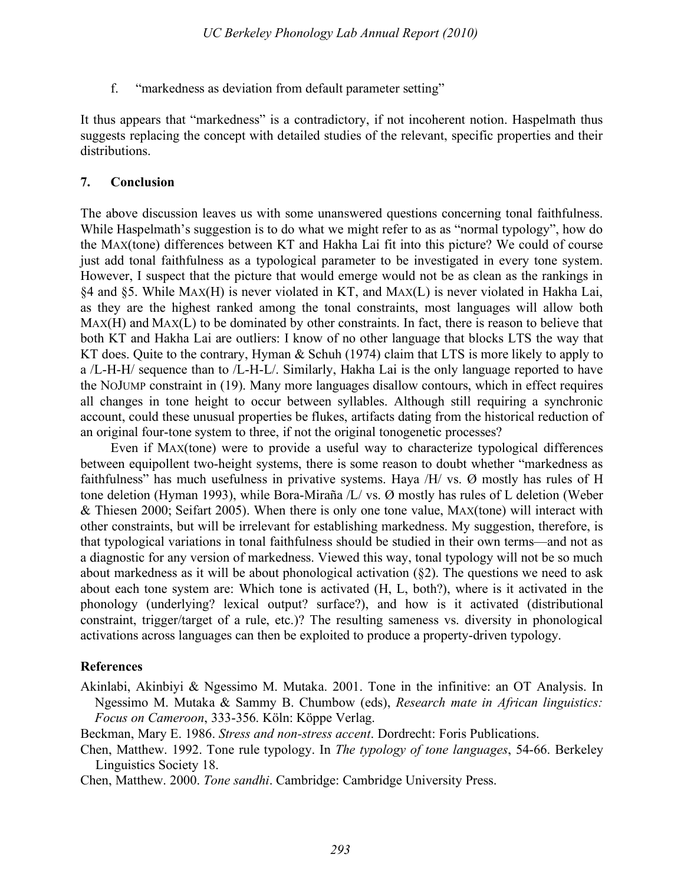f. "markedness as deviation from default parameter setting"

It thus appears that "markedness" is a contradictory, if not incoherent notion. Haspelmath thus suggests replacing the concept with detailed studies of the relevant, specific properties and their distributions.

## 7. Conclusion

The above discussion leaves us with some unanswered questions concerning tonal faithfulness. While Haspelmath's suggestion is to do what we might refer to as as "normal typology", how do the MAX(tone) differences between KT and Hakha Lai fit into this picture? We could of course just add tonal faithfulness as a typological parameter to be investigated in every tone system. However, I suspect that the picture that would emerge would not be as clean as the rankings in §4 and §5. While MAX(H) is never violated in KT, and MAX(L) is never violated in Hakha Lai, as they are the highest ranked among the tonal constraints, most languages will allow both MAX(H) and MAX(L) to be dominated by other constraints. In fact, there is reason to believe that both KT and Hakha Lai are outliers: I know of no other language that blocks LTS the way that KT does. Quite to the contrary, Hyman & Schuh (1974) claim that LTS is more likely to apply to a /L-H-H/ sequence than to /L-H-L/. Similarly, Hakha Lai is the only language reported to have the NOJUMP constraint in (19). Many more languages disallow contours, which in effect requires all changes in tone height to occur between syllables. Although still requiring a synchronic account, could these unusual properties be flukes, artifacts dating from the historical reduction of an original four-tone system to three, if not the original tonogenetic processes?

Even if MAX(tone) were to provide a useful way to characterize typological differences between equipollent two-height systems, there is some reason to doubt whether "markedness as faithfulness" has much usefulness in privative systems. Haya /H/ vs. Ø mostly has rules of H tone deletion (Hyman 1993), while Bora-Miraña /L/ vs. Ø mostly has rules of L deletion (Weber & Thiesen 2000; Seifart 2005). When there is only one tone value, MAX(tone) will interact with other constraints, but will be irrelevant for establishing markedness. My suggestion, therefore, is that typological variations in tonal faithfulness should be studied in their own terms—and not as a diagnostic for any version of markedness. Viewed this way, tonal typology will not be so much about markedness as it will be about phonological activation (§2). The questions we need to ask about each tone system are: Which tone is activated (H, L, both?), where is it activated in the phonology (underlying? lexical output? surface?), and how is it activated (distributional constraint, trigger/target of a rule, etc.)? The resulting sameness vs. diversity in phonological activations across languages can then be exploited to produce a property-driven typology.

## References

Akinlabi, Akinbiyi & Ngessimo M. Mutaka. 2001. Tone in the infinitive: an OT Analysis. In Ngessimo M. Mutaka & Sammy B. Chumbow (eds), *Research mate in African linguistics: Focus on Cameroon*, 333-356. Köln: Köppe Verlag.

Beckman, Mary E. 1986. *Stress and non-stress accent*. Dordrecht: Foris Publications.

Chen, Matthew. 1992. Tone rule typology. In *The typology of tone languages*, 54-66. Berkeley Linguistics Society 18.

Chen, Matthew. 2000. *Tone sandhi*. Cambridge: Cambridge University Press.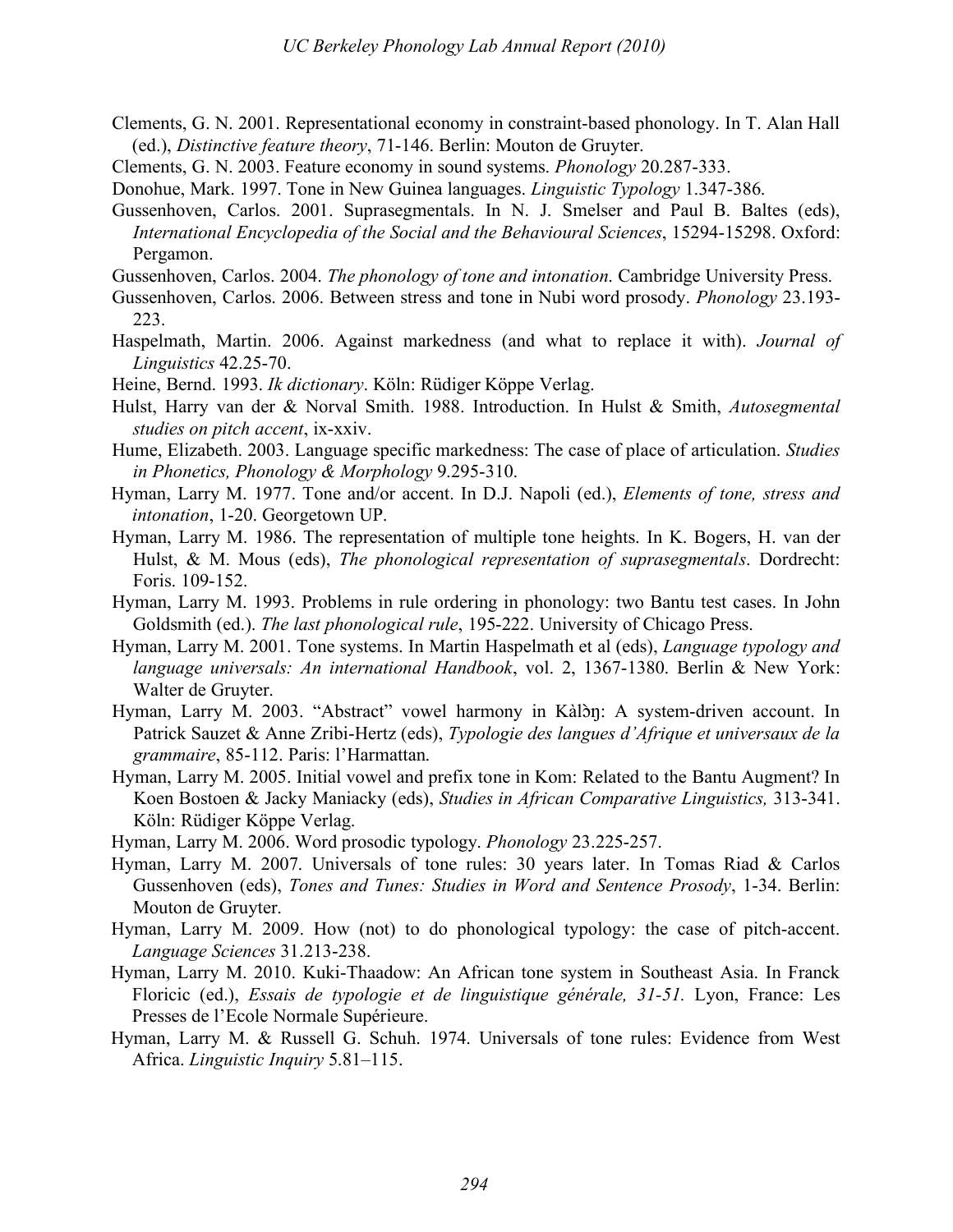Clements, G. N. 2001. Representational economy in constraint-based phonology. In T. Alan Hall (ed.), *Distinctive feature theory*, 71-146. Berlin: Mouton de Gruyter.

Clements, G. N. 2003. Feature economy in sound systems. *Phonology* 20.287-333.

Donohue, Mark. 1997. Tone in New Guinea languages. *Linguistic Typology* 1.347-386.

Gussenhoven, Carlos. 2001. Suprasegmentals. In N. J. Smelser and Paul B. Baltes (eds), *International Encyclopedia of the Social and the Behavioural Sciences*, 15294-15298. Oxford: Pergamon.

Gussenhoven, Carlos. 2004. *The phonology of tone and intonation*. Cambridge University Press.

Gussenhoven, Carlos. 2006. Between stress and tone in Nubi word prosody. *Phonology* 23.193-223.

Haspelmath, Martin. 2006. Against markedness (and what to replace it with). *Journal of Linguistics* 42.25-70.

Heine, Bernd. 1993. *Ik dictionary*. Köln: Rüdiger Köppe Verlag.

Hulst, Harry van der & Norval Smith. 1988. Introduction. In Hulst & Smith, *Autosegmental studies on pitch accent*, ix-xxiv.

Hume, Elizabeth. 2003. Language specific markedness: The case of place of articulation. *Studies in Phonetics, Phonology & Morphology* 9.295-310.

Hyman, Larry M. 1977. Tone and/or accent. In D.J. Napoli (ed.), *Elements of tone, stress and intonation*, 1-20. Georgetown UP.

Hyman, Larry M. 1986. The representation of multiple tone heights. In K. Bogers, H. van der Hulst, & M. Mous (eds), *The phonological representation of suprasegmentals*. Dordrecht: Foris. 109-152.

Hyman, Larry M. 1993. Problems in rule ordering in phonology: two Bantu test cases. In John Goldsmith (ed.). *The last phonological rule*, 195-222. University of Chicago Press.

Hyman, Larry M. 2001. Tone systems. In Martin Haspelmath et al (eds), *Language typology and language universals: An international Handbook*, vol. 2, 1367-1380. Berlin & New York: Walter de Gruyter.

Hyman, Larry M. 2003. "Abstract" vowel harmony in Kàlɔ̀ŋ: A system-driven account. In Patrick Sauzet & Anne Zribi-Hertz (eds), *Typologie des langues d'Afrique et universaux de la grammaire*, 85-112. Paris: l'Harmattan.

Hyman, Larry M. 2005. Initial vowel and prefix tone in Kom: Related to the Bantu Augment? In Koen Bostoen & Jacky Maniacky (eds), *Studies in African Comparative Linguistics,* 313-341. Köln: Rüdiger Köppe Verlag.

Hyman, Larry M. 2006. Word prosodic typology. *Phonology* 23.225-257.

Hyman, Larry M. 2007. Universals of tone rules: 30 years later. In Tomas Riad & Carlos Gussenhoven (eds), *Tones and Tunes: Studies in Word and Sentence Prosody*, 1-34. Berlin: Mouton de Gruyter.

Hyman, Larry M. 2009. How (not) to do phonological typology: the case of pitch-accent. *Language Sciences* 31.213-238.

Hyman, Larry M. 2010. Kuki-Thaadow: An African tone system in Southeast Asia. In Franck Floricic (ed.), *Essais de typologie et de linguistique générale, 31-51.* Lyon, France: Les Presses de l'Ecole Normale Supérieure.

Hyman, Larry M. & Russell G. Schuh. 1974. Universals of tone rules: Evidence from West Africa. *Linguistic Inquiry* 5.81–115.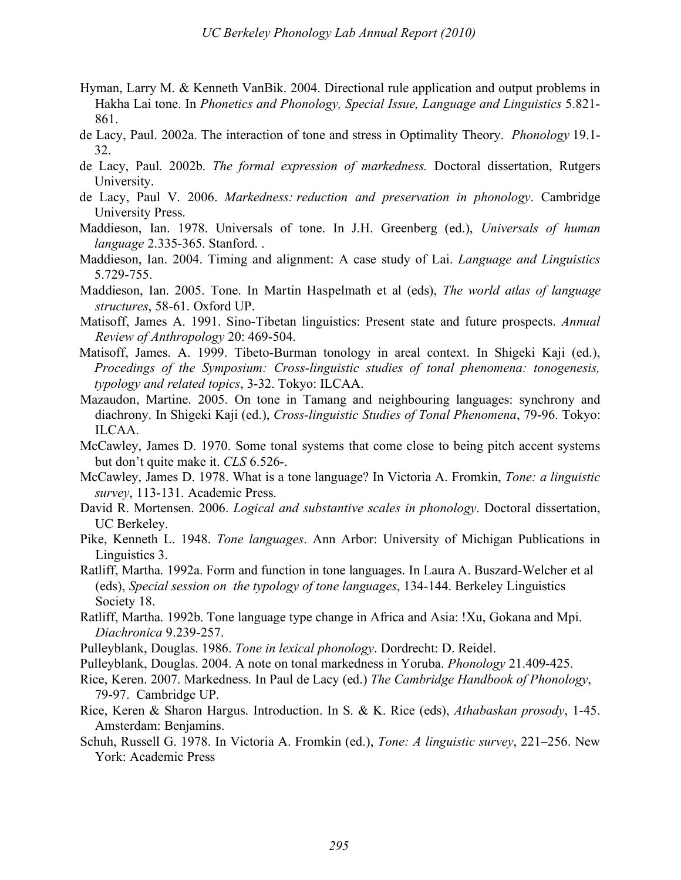Hyman, Larry M. & Kenneth VanBik. 2004. Directional rule application and output problems in Hakha Lai tone. In *Phonetics and Phonology, Special Issue, Language and Linguistics* 5.821-861.

de Lacy, Paul. 2002a. The interaction of tone and stress in Optimality Theory. *Phonology* 19.1-32.

de Lacy, Paul. 2002b. *The formal expression of markedness.* Doctoral dissertation, Rutgers University.

de Lacy, Paul V. 2006. *Markedness: reduction and preservation in phonology*. Cambridge University Press.

Maddieson, Ian. 1978. Universals of tone. In J.H. Greenberg (ed.), *Universals of human language* 2.335-365. Stanford. .

Maddieson, Ian. 2004. Timing and alignment: A case study of Lai. *Language and Linguistics* 5.729-755.

Maddieson, Ian. 2005. Tone. In Martin Haspelmath et al (eds), *The world atlas of language structures*, 58-61. Oxford UP.

Matisoff, James A. 1991. Sino-Tibetan linguistics: Present state and future prospects. *Annual Review of Anthropology* 20: 469-504.

Matisoff, James. A. 1999. Tibeto-Burman tonology in areal context. In Shigeki Kaji (ed.), *Procedings of the Symposium: Cross-linguistic studies of tonal phenomena: tonogenesis, typology and related topics*, 3-32. Tokyo: ILCAA.

Mazaudon, Martine. 2005. On tone in Tamang and neighbouring languages: synchrony and diachrony. In Shigeki Kaji (ed.), *Cross-linguistic Studies of Tonal Phenomena*, 79-96. Tokyo: ILCAA.

McCawley, James D. 1970. Some tonal systems that come close to being pitch accent systems but don't quite make it. *CLS* 6.526-.

McCawley, James D. 1978. What is a tone language? In Victoria A. Fromkin, *Tone: a linguistic survey*, 113-131. Academic Press.

David R. Mortensen. 2006. *Logical and substantive scales in phonology*. Doctoral dissertation, UC Berkeley.

Pike, Kenneth L. 1948. *Tone languages*. Ann Arbor: University of Michigan Publications in Linguistics 3.

Ratliff, Martha. 1992a. Form and function in tone languages. In Laura A. Buszard-Welcher et al (eds), *Special session on the typology of tone languages*, 134-144. Berkeley Linguistics Society 18.

Ratliff, Martha. 1992b. Tone language type change in Africa and Asia: !Xu, Gokana and Mpi. *Diachronica* 9.239-257.

Pulleyblank, Douglas. 1986. *Tone in lexical phonology*. Dordrecht: D. Reidel.

Pulleyblank, Douglas. 2004. A note on tonal markedness in Yoruba. *Phonology* 21.409-425.

Rice, Keren. 2007. Markedness. In Paul de Lacy (ed.) *The Cambridge Handbook of Phonology*, 79-97. Cambridge UP.

Rice, Keren & Sharon Hargus. Introduction. In S. & K. Rice (eds), *Athabaskan prosody*, 1-45. Amsterdam: Benjamins.

Schuh, Russell G. 1978. In Victoria A. Fromkin (ed.), *Tone: A linguistic survey*, 221–256. New York: Academic Press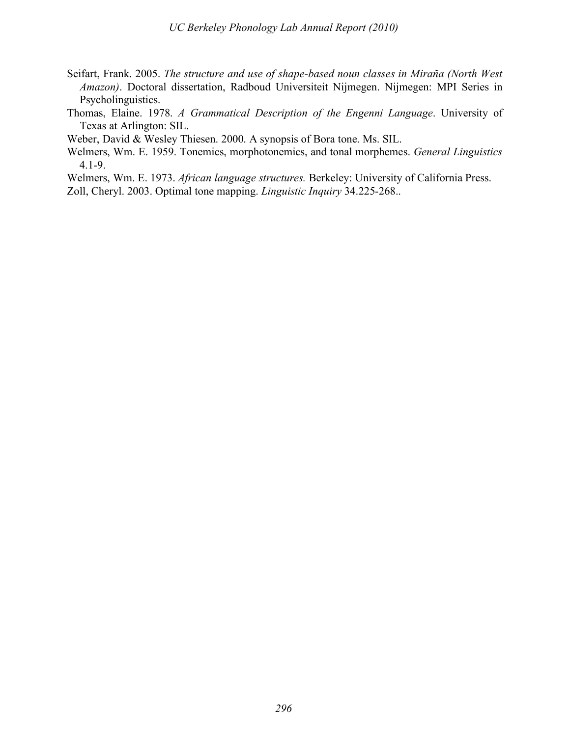Seifart, Frank. 2005. *The structure and use of shape-based noun classes in Miraña (North West Amazon)*. Doctoral dissertation, Radboud Universiteit Nijmegen. Nijmegen: MPI Series in Psycholinguistics.

Thomas, Elaine. 1978. *A Grammatical Description of the Engenni Language*. University of Texas at Arlington: SIL.

Weber, David & Wesley Thiesen. 2000. A synopsis of Bora tone. Ms. SIL.

Welmers, Wm. E. 1959. Tonemics, morphotonemics, and tonal morphemes. *General Linguistics* 4.1-9.

Welmers, Wm. E. 1973. *African language structures.* Berkeley: University of California Press.

Zoll, Cheryl. 2003. Optimal tone mapping. *Linguistic Inquiry* 34.225-268..